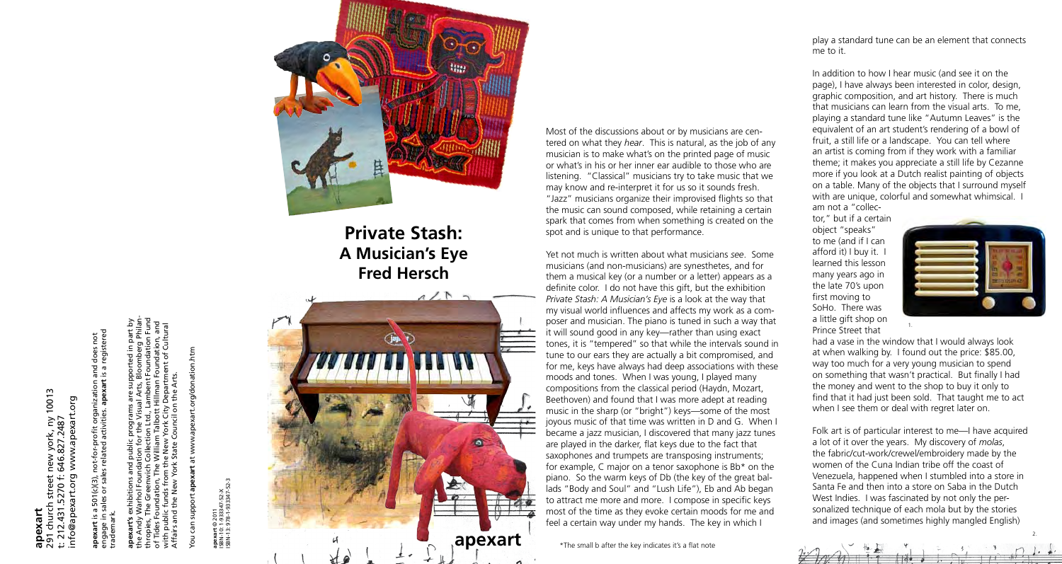**apexart**
291 church street new york, ny 10013
t: 212.431.5270 f: 646.827.2487
info@apexart.org www.apexart.org

**apexart** is a 501(c)(3), not-for-profit organization and does not engage in sales or sales related activities. **apexart** is a registered trademark.

**apexart's** exhibitions and public programs are supported in part by the Andy Warhol Foundation for the Visual Arts, Bloomberg Philanthropies, The Greenwich Collection Ltd, Lambent Foundation Fund of Tides Foundation, The William Talbott Hillman Foundation, and with public funds from the New York City Department of Cultural Affairs and the New York State Council on the Arts.

You can support **apexart** at www.apexart.org/donation.htm

**apexart** © 2011
ISBN-10: 1-933347-52-X
ISBN-13: 978-1-933347-52-3

# Private Stash: A Musician's Eye

## Fred Hersch

**apexart**

Most of the discussions about or by musicians are centered on what they *hear*. This is natural, as the job of any musician is to make what's on the printed page of music or what's in his or her inner ear audible to those who are listening. "Classical" musicians try to take music that we may know and re-interpret it for us so it sounds fresh. "Jazz" musicians organize their improvised flights so that the music can sound composed, while retaining a certain spark that comes from when something is created on the spot and is unique to that performance.

Yet not much is written about what musicians *see*. Some musicians (and non-musicians) are synesthetes, and for them a musical key (or a number or a letter) appears as a definite color. I do not have this gift, but the exhibition *Private Stash: A Musician's Eye* is a look at the way that my visual world influences and affects my work as a composer and musician. The piano is tuned in such a way that it will sound good in any key—rather than using exact tones, it is "tempered" so that while the intervals sound in tune to our ears they are actually a bit compromised, and for me, keys have always had deep associations with these moods and tones. When I was young, I played many compositions from the classical period (Haydn, Mozart, Beethoven) and found that I was more adept at reading music in the sharp (or "bright") keys—some of the most joyous music of that time was written in D and G. When I became a jazz musician, I discovered that many jazz tunes are played in the darker, flat keys due to the fact that saxophones and trumpets are transposing instruments; for example, C major on a tenor saxophone is Bb* on the piano. So the warm keys of Db (the key of the great ballads "Body and Soul" and "Lush Life"), Eb and Ab began to attract me more and more. I compose in specific keys most of the time as they evoke certain moods for me and feel a certain way under my hands. The key in which I play a standard tune can be an element that connects me to it.

*The small b after the key indicates it's a flat note

In addition to how I hear music (and see it on the page), I have always been interested in color, design, graphic composition, and art history. There is much that musicians can learn from the visual arts. To me, playing a standard tune like "Autumn Leaves" is the equivalent of an art student's rendering of a bowl of fruit, a still life or a landscape. You can tell where an artist is coming from if they work with a familiar theme; it makes you appreciate a still life by Cezanne more if you look at a Dutch realist painting of objects on a table. Many of the objects that I surround myself with are unique, colorful and somewhat whimsical. I am not a "collector," but if a certain object "speaks" to me (and if I can afford it) I buy it. I learned this lesson many years ago in the late 70's upon first moving to SoHo. There was a little gift shop on Prince Street that had a vase in the window that I would always look at when walking by. I found out the price: $85.00, way too much for a very young musician to spend on something that wasn't practical. But finally I had the money and went to the shop to buy it only to find that it had just been sold. That taught me to act when I see them or deal with regret later on.

1.

Folk art is of particular interest to me—I have acquired a lot of it over the years. My discovery of *molas*, the fabric/cut-work/crewel/embroidery made by the women of the Cuna Indian tribe off the coast of Venezuela, happened when I stumbled into a store in Santa Fe and then into a store on Saba in the Dutch West Indies. I was fascinated by not only the personalized technique of each mola but by the stories and images (and sometimes highly mangled English)

2.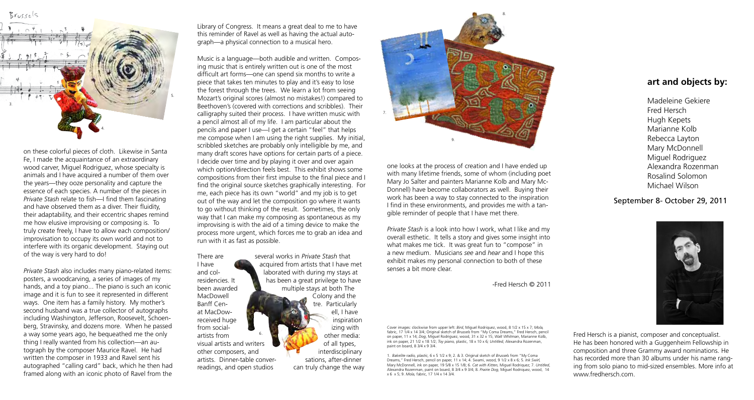on these colorful pieces of cloth. Likewise in Santa Fe, I made the acquaintance of an extraordinary wood carver, Miguel Rodriguez, whose specialty is animals and I have acquired a number of them over the years—they ooze personality and capture the essence of each species. A number of the pieces in *Private Stash* relate to fish—I find them fascinating and have observed them as a diver. Their fluidity, their adaptability, and their eccentric shapes remind me how elusive improvising or composing is. To truly create freely, I have to allow each composition/ improvisation to occupy its own world and not to interfere with its organic development. Staying out of the way is very hard to do!

*Private Stash* also includes many piano-related items: posters, a woodcarving, a series of images of my hands, and a toy piano... The piano is such an iconic image and it is fun to see it represented in different ways. One item has a family history. My mother's second husband was a true collector of autographs including Washington, Jefferson, Roosevelt, Schoenberg, Stravinsky, and dozens more. When he passed a way some years ago, he bequeathed me the only thing I really wanted from his collection—an autograph by the composer Maurice Ravel. He had written the composer in 1933 and Ravel sent his autographed "calling card" back, which he then had framed along with an iconic photo of Ravel from the Library of Congress. It means a great deal to me to have this reminder of Ravel as well as having the actual autograph—a physical connection to a musical hero.

Music is a language—both audible and written. Composing music that is entirely written out is one of the most difficult art forms—one can spend six months to write a piece that takes ten minutes to play and it's easy to lose the forest through the trees. We learn a lot from seeing Mozart's original scores (almost no mistakes!) compared to Beethoven's (covered with corrections and scribbles). Their calligraphy suited their process. I have written music with a pencil almost all of my life. I am particular about the pencils and paper I use—I get a certain "feel" that helps me compose when I am using the right supplies. My initial, scribbled sketches are probably only intelligible by me, and many draft scores have options for certain parts of a piece. I decide over time and by playing it over and over again which option/direction feels best. This exhibit shows some compositions from their first impulse to the final piece and I find the original source sketches graphically interesting. For me, each piece has its own "world" and my job is to get out of the way and let the composition go where it wants to go without thinking of the result. Sometimes, the only way that I can make my composing as spontaneous as my improvising is with the aid of a timing device to make the process more urgent, which forces me to grab an idea and run with it as fast as possible.

There are several works in *Private Stash* that I have acquired from artists that I have met and collaborated with during my stays at residencies. It has been a great privilege to have been awarded multiple stays at both The MacDowell Colony and the Banff Centre. Particularly at MacDowell, I have received huge inspiration from socializing with artists from other media: visual artists and writers of all types, other composers, and interdisciplinary artists. Dinner-table conversations, after-dinner readings, and open studios can truly change the way one looks at the process of creation and I have ended up with many lifetime friends, some of whom (including poet Mary Jo Salter and painters Marianne Kolb and Mary McDonnell) have become collaborators as well. Buying their work has been a way to stay connected to the inspiration I find in these environments, and provides me with a tangible reminder of people that I have met there.

*Private Stash* is a look into how I work, what I like and my overall esthetic. It tells a story and gives some insight into what makes me tick. It was great fun to "compose" in a new medium. Musicians *see* and *hear* and I hope this exhibit makes my personal connection to both of these senses a bit more clear.

-Fred Hersch © 2011

Cover images: clockwise from upper left: *Bird*, Miguel Rodriquez, wood, 8 1/2 x 15 x 7; *Mola*, fabric, 17 1/4 x 14 3/4; Original sketch of *Brussels* from "My Coma Dreams," Fred Hersch, pencil on paper, 11 x 14; *Dog*, Miguel Rodriquez, wood, 31 x 32 x 15; *Walt Whitman*, Marianne Kolb, ink on paper, 21 1/2 x 18 1/2; *Toy piano*, plastic, 18 x 10 x 6; *Untitled*, Alexandra Rozenman, paint on board, 8 3/4 x 9 3/4.

1. *Bakelite radio*, plastic, 6 x 5 1/2 x 9; 2. & 3. Original sketch of *Brussels* from "My Coma Dreams," Fred Hersch, pencil on paper, 11 x 14; 4. *Swami*, wood, 9 1/2 x 8 x 6; 5. *Ink Swirl*, Mary McDonnell, ink on paper, 19 5/8 x 15 1/8; 6. *Cat with Kitten*, Miguel Rodriquez; 7. *Untitled*, Alexandra Rozenman, paint on board, 8 3/4 x 9 3/4; 8. *Prairie Dog*, Miguel Rodriquez, wood, 14 x 6 x 5; 9. *Mola*, fabric, 17 1/4 x 14 3/4.

## art and objects by:

Madeleine Gekiere
Fred Hersch
Hugh Kepets
Marianne Kolb
Rebecca Layton
Mary McDonnell
Miguel Rodriguez
Alexandra Rozenman
Rosalind Solomon
Michael Wilson

September 8- October 29, 2011

Fred Hersch is a pianist, composer and conceptualist. He has been honored with a Guggenheim Fellowship in composition and three Grammy award nominations. He has recorded more than 30 albums under his name ranging from solo piano to mid-sized ensembles. More info at www.fredhersch.com.